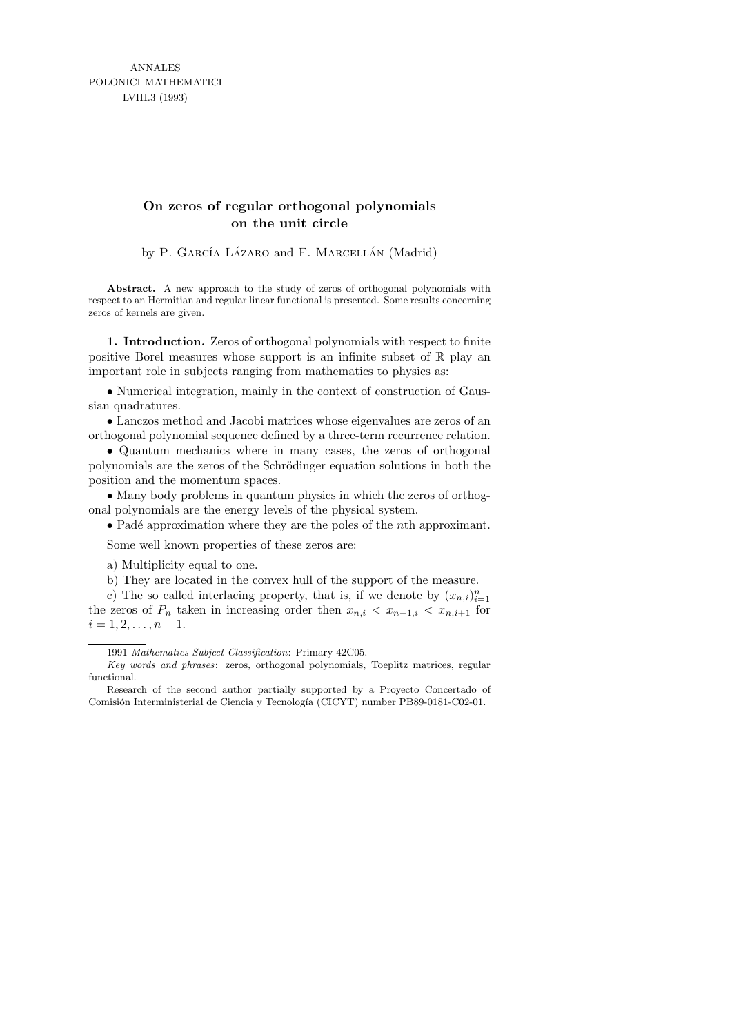ANNALES
POLONICI MATHEMATICI
LVIII.3 (1993)

# On zeros of regular orthogonal polynomials on the unit circle

by P. García Lázaro and F. Marcellán (Madrid)

**Abstract.** A new approach to the study of zeros of orthogonal polynomials with respect to an Hermitian and regular linear functional is presented. Some results concerning zeros of kernels are given.

**1. Introduction.** Zeros of orthogonal polynomials with respect to finite positive Borel measures whose support is an infinite subset of $\mathbb{R}$ play an important role in subjects ranging from mathematics to physics as:

• Numerical integration, mainly in the context of construction of Gaussian quadratures.

• Lanczos method and Jacobi matrices whose eigenvalues are zeros of an orthogonal polynomial sequence defined by a three-term recurrence relation.

• Quantum mechanics where in many cases, the zeros of orthogonal polynomials are the zeros of the Schrödinger equation solutions in both the position and the momentum spaces.

• Many body problems in quantum physics in which the zeros of orthogonal polynomials are the energy levels of the physical system.

• Padé approximation where they are the poles of the $n$th approximant.

Some well known properties of these zeros are:

a) Multiplicity equal to one.

b) They are located in the convex hull of the support of the measure.

c) The so called interlacing property, that is, if we denote by $(x_{n,i})_{i=1}^{n}$ the zeros of $P_n$ taken in increasing order then $x_{n,i} < x_{n-1,i} < x_{n,i+1}$ for $i = 1, 2, \ldots, n-1$.

---

1991 *Mathematics Subject Classification*: Primary 42C05.

*Key words and phrases*: zeros, orthogonal polynomials, Toeplitz matrices, regular functional.

Research of the second author partially supported by a Proyecto Concertado of Comisión Interministerial de Ciencia y Tecnología (CICYT) number PB89-0181-C02-01.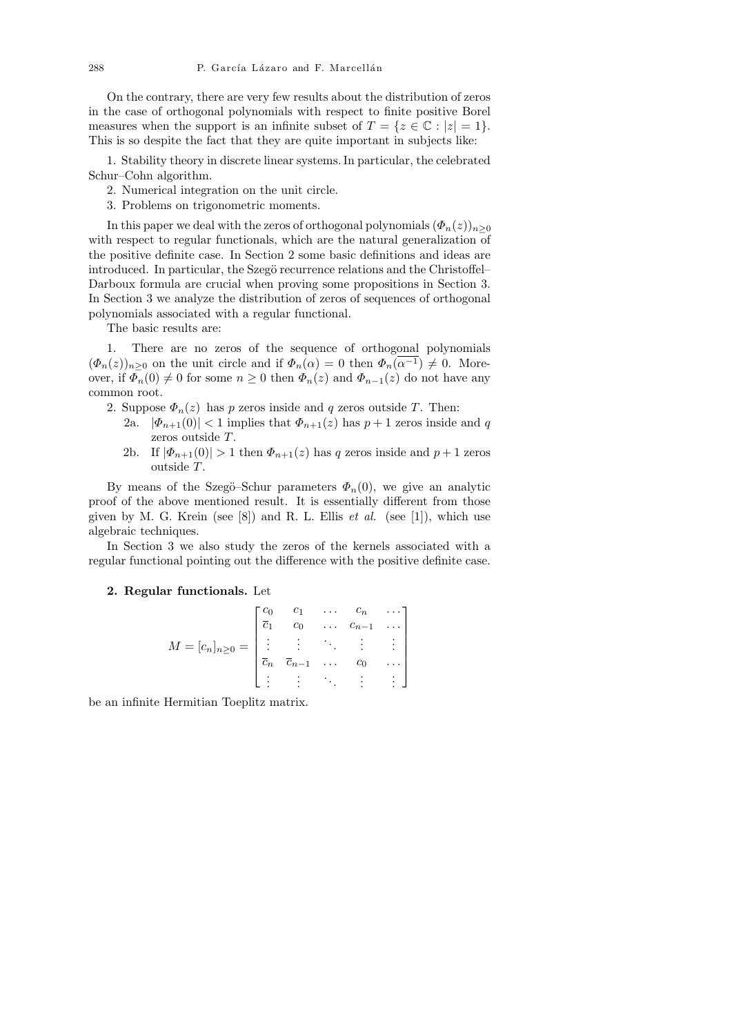On the contrary, there are very few results about the distribution of zeros in the case of orthogonal polynomials with respect to finite positive Borel measures when the support is an infinite subset of $T = \{z \in \mathbb{C} : |z| = 1\}$. This is so despite the fact that they are quite important in subjects like:

1. Stability theory in discrete linear systems. In particular, the celebrated Schur–Cohn algorithm.
2. Numerical integration on the unit circle.
3. Problems on trigonometric moments.

In this paper we deal with the zeros of orthogonal polynomials $(\Phi_n(z))_{n\ge 0}$ with respect to regular functionals, which are the natural generalization of the positive definite case. In Section 2 some basic definitions and ideas are introduced. In particular, the Szegö recurrence relations and the Christoffel–Darboux formula are crucial when proving some propositions in Section 3. In Section 3 we analyze the distribution of zeros of sequences of orthogonal polynomials associated with a regular functional.

The basic results are:

1. There are no zeros of the sequence of orthogonal polynomials $(\Phi_n(z))_{n\ge 0}$ on the unit circle and if $\Phi_n(\alpha) = 0$ then $\Phi_n(\overline{\alpha^{-1}}) \neq 0$. Moreover, if $\Phi_n(0) \neq 0$ for some $n \ge 0$ then $\Phi_n(z)$ and $\Phi_{n-1}(z)$ do not have any common root.
2. Suppose $\Phi_n(z)$ has $p$ zeros inside and $q$ zeros outside $T$. Then:
   - 2a. $|\Phi_{n+1}(0)| < 1$ implies that $\Phi_{n+1}(z)$ has $p+1$ zeros inside and $q$ zeros outside $T$.
   - 2b. If $|\Phi_{n+1}(0)| > 1$ then $\Phi_{n+1}(z)$ has $q$ zeros inside and $p+1$ zeros outside $T$.

By means of the Szegö–Schur parameters $\Phi_n(0)$, we give an analytic proof of the above mentioned result. It is essentially different from those given by M. G. Krein (see [8]) and R. L. Ellis *et al.* (see [1]), which use algebraic techniques.

In Section 3 we also study the zeros of the kernels associated with a regular functional pointing out the difference with the positive definite case.

**2. Regular functionals.** Let

$$M = [c_n]_{n\ge 0} = \begin{bmatrix} c_0 & c_1 & \dots & c_n & \dots \\ \overline{c}_1 & c_0 & \dots & c_{n-1} & \dots \\ \vdots & \vdots & \ddots & \vdots & \vdots \\ \overline{c}_n & \overline{c}_{n-1} & \dots & c_0 & \dots \\ \vdots & \vdots & \ddots & \vdots & \vdots \end{bmatrix}$$

be an infinite Hermitian Toeplitz matrix.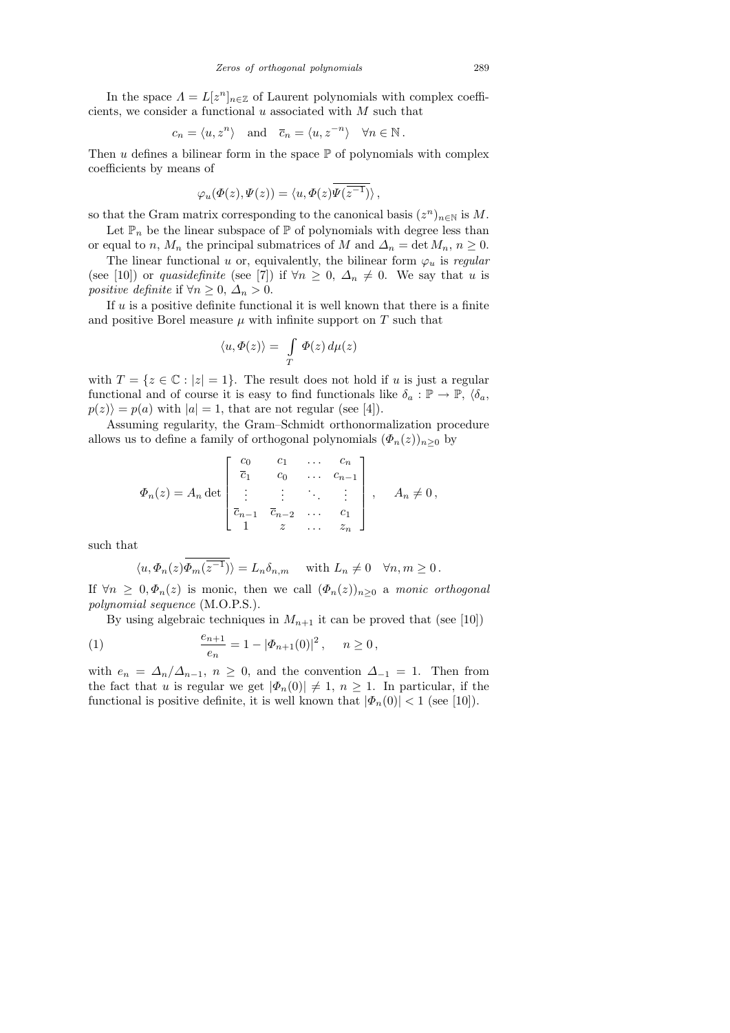In the space $\Lambda = L[z^n]_{n\in\mathbb{Z}}$ of Laurent polynomials with complex coefficients, we consider a functional $u$ associated with $M$ such that

$$c_n = \langle u, z^n\rangle \quad \text{and} \quad \overline{c}_n = \langle u, z^{-n}\rangle \quad \forall n \in \mathbb{N}\,.$$

Then $u$ defines a bilinear form in the space $\mathbb{P}$ of polynomials with complex coefficients by means of

$$\varphi_u(\Phi(z), \Psi(z)) = \langle u, \Phi(z)\overline{\Psi(\overline{z^{-1}})}\rangle\,,$$

so that the Gram matrix corresponding to the canonical basis $(z^n)_{n\in\mathbb{N}}$ is $M$.

Let $\mathbb{P}_n$ be the linear subspace of $\mathbb{P}$ of polynomials with degree less than or equal to $n$, $M_n$ the principal submatrices of $M$ and $\Delta_n = \det M_n$, $n \geq 0$.

The linear functional $u$ or, equivalently, the bilinear form $\varphi_u$ is *regular* (see [10]) or *quasidefinite* (see [7]) if $\forall n \geq 0$, $\Delta_n \neq 0$. We say that $u$ is *positive definite* if $\forall n \geq 0$, $\Delta_n > 0$.

If $u$ is a positive definite functional it is well known that there is a finite and positive Borel measure $\mu$ with infinite support on $T$ such that

$$\langle u, \Phi(z)\rangle = \int_T \Phi(z)\, d\mu(z)$$

with $T = \{z \in \mathbb{C} : |z| = 1\}$. The result does not hold if $u$ is just a regular functional and of course it is easy to find functionals like $\delta_a : \mathbb{P} \to \mathbb{P}$, $\langle \delta_a, p(z)\rangle = p(a)$ with $|a| = 1$, that are not regular (see [4]).

Assuming regularity, the Gram–Schmidt orthonormalization procedure allows us to define a family of orthogonal polynomials $(\Phi_n(z))_{n\geq 0}$ by

$$\Phi_n(z) = A_n \det \begin{bmatrix} c_0 & c_1 & \ldots & c_n \\ \overline{c}_1 & c_0 & \ldots & c_{n-1} \\ \vdots & \vdots & \ddots & \vdots \\ \overline{c}_{n-1} & \overline{c}_{n-2} & \ldots & c_1 \\ 1 & z & \ldots & z_n \end{bmatrix}, \qquad A_n \neq 0\,,$$

such that

$$\langle u, \Phi_n(z)\overline{\Phi_m(\overline{z^{-1}})}\rangle = L_n \delta_{n,m} \quad \text{ with } L_n \neq 0 \quad \forall n, m \geq 0\,.$$

If $\forall n \geq 0, \Phi_n(z)$ is monic, then we call $(\Phi_n(z))_{n\geq 0}$ a *monic orthogonal polynomial sequence* (M.O.P.S.).

By using algebraic techniques in $M_{n+1}$ it can be proved that (see [10])

$$\frac{e_{n+1}}{e_n} = 1 - |\Phi_{n+1}(0)|^2\,, \qquad n \geq 0\,, \tag{1}$$

with $e_n = \Delta_n/\Delta_{n-1}$, $n \geq 0$, and the convention $\Delta_{-1} = 1$. Then from the fact that $u$ is regular we get $|\Phi_n(0)| \neq 1$, $n \geq 1$. In particular, if the functional is positive definite, it is well known that $|\Phi_n(0)| < 1$ (see [10]).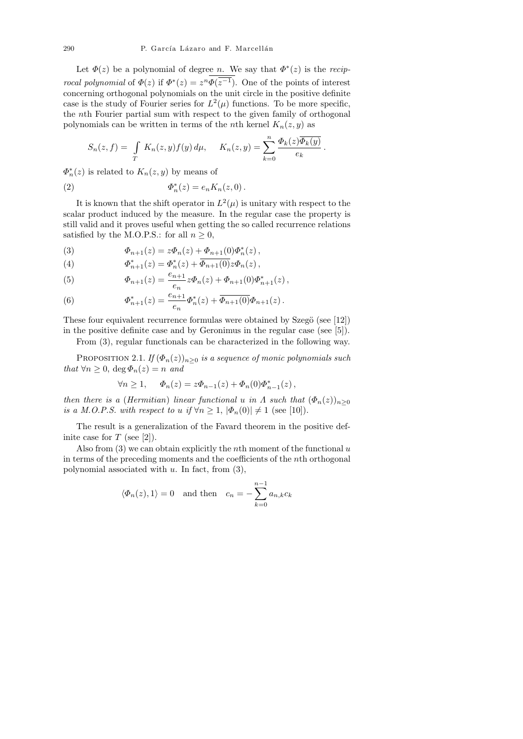Let $\Phi(z)$ be a polynomial of degree $n$. We say that $\Phi^*(z)$ is the *reciprocal polynomial* of $\Phi(z)$ if $\Phi^*(z) = z^n\overline{\Phi(\overline{z^{-1}})}$. One of the points of interest concerning orthogonal polynomials on the unit circle in the positive definite case is the study of Fourier series for $L^2(\mu)$ functions. To be more specific, the $n$th Fourier partial sum with respect to the given family of orthogonal polynomials can be written in terms of the $n$th kernel $K_n(z, y)$ as

$$S_n(z, f) = \int_T K_n(z, y)f(y)\,d\mu, \qquad K_n(z, y) = \sum_{k=0}^{n} \frac{\Phi_k(z)\overline{\Phi_k(y)}}{e_k}\,.$$

$\Phi_n^*(z)$ is related to $K_n(z, y)$ by means of

$$\Phi_n^*(z) = e_n K_n(z, 0)\,. \tag{2}$$

It is known that the shift operator in $L^2(\mu)$ is unitary with respect to the scalar product induced by the measure. In the regular case the property is still valid and it proves useful when getting the so called recurrence relations satisfied by the M.O.P.S.: for all $n \geq 0$,

$$\Phi_{n+1}(z) = z\Phi_n(z) + \Phi_{n+1}(0)\Phi_n^*(z)\,, \tag{3}$$

$$\Phi_{n+1}^*(z) = \Phi_n^*(z) + \overline{\Phi_{n+1}(0)}z\Phi_n(z)\,, \tag{4}$$

$$\Phi_{n+1}(z) = \frac{e_{n+1}}{e_n}z\Phi_n(z) + \Phi_{n+1}(0)\Phi_{n+1}^*(z)\,, \tag{5}$$

$$\Phi_{n+1}^*(z) = \frac{e_{n+1}}{e_n}\Phi_n^*(z) + \overline{\Phi_{n+1}(0)}\Phi_{n+1}(z)\,. \tag{6}$$

These four equivalent recurrence formulas were obtained by Szegö (see [12]) in the positive definite case and by Geronimus in the regular case (see [5]).

From (3), regular functionals can be characterized in the following way.

PROPOSITION 2.1. *If $(\Phi_n(z))_{n\geq 0}$ is a sequence of monic polynomials such that $\forall n \geq 0$, $\deg \Phi_n(z) = n$ and*

$$\forall n \geq 1, \quad \Phi_n(z) = z\Phi_{n-1}(z) + \Phi_n(0)\Phi_{n-1}^*(z)\,,$$

*then there is a (Hermitian) linear functional $u$ in $\Lambda$ such that $(\Phi_n(z))_{n\geq 0}$ is a M.O.P.S. with respect to $u$ if $\forall n \geq 1$, $|\Phi_n(0)| \neq 1$* (see [10]).

The result is a generalization of the Favard theorem in the positive definite case for $T$ (see [2]).

Also from (3) we can obtain explicitly the $n$th moment of the functional $u$ in terms of the preceding moments and the coefficients of the $n$th orthogonal polynomial associated with $u$. In fact, from (3),

$$\langle \Phi_n(z), 1\rangle = 0 \quad \text{and then} \quad c_n = -\sum_{k=0}^{n-1} a_{n,k}c_k$$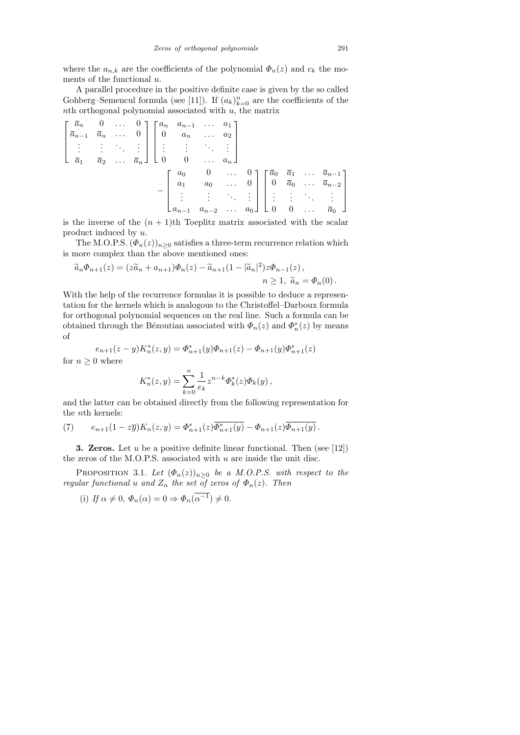where the $a_{n,k}$ are the coefficients of the polynomial $\Phi_n(z)$ and $c_k$ the moments of the functional $u$.

A parallel procedure in the positive definite case is given by the so called Gohberg–Semencul formula (see [11]). If $(a_k)_{k=0}^n$ are the coefficients of the $n$th orthogonal polynomial associated with $u$, the matrix

$$
\begin{bmatrix}
\overline{a}_n & 0 & \dots & 0 \\
\overline{a}_{n-1} & \overline{a}_n & \dots & 0 \\
\vdots & \vdots & \ddots & \vdots \\
\overline{a}_1 & \overline{a}_2 & \dots & \overline{a}_n
\end{bmatrix}
\begin{bmatrix}
a_n & a_{n-1} & \dots & a_1 \\
0 & a_n & \dots & a_2 \\
\vdots & \vdots & \ddots & \vdots \\
0 & 0 & \dots & a_n
\end{bmatrix}
-
\begin{bmatrix}
a_0 & 0 & \dots & 0 \\
a_1 & a_0 & \dots & 0 \\
\vdots & \vdots & \ddots & \vdots \\
a_{n-1} & a_{n-2} & \dots & a_0
\end{bmatrix}
\begin{bmatrix}
\overline{a}_0 & \overline{a}_1 & \dots & \overline{a}_{n-1} \\
0 & \overline{a}_0 & \dots & \overline{a}_{n-2} \\
\vdots & \vdots & \ddots & \vdots \\
0 & 0 & \dots & \overline{a}_0
\end{bmatrix}
$$

is the inverse of the $(n+1)$th Toeplitz matrix associated with the scalar product induced by $u$.

The M.O.P.S. $(\Phi_n(z))_{n\geq 0}$ satisfies a three-term recurrence relation which is more complex than the above mentioned ones:

$$
\widetilde{a}_n \Phi_{n+1}(z) = (z\widetilde{a}_n + a_{n+1})\Phi_n(z) - \widetilde{a}_{n+1}(1 - |\widetilde{a}_n|^2) z \Phi_{n-1}(z)\,, \qquad n \geq 1,\ \widetilde{a}_n = \Phi_n(0)\,.
$$

With the help of the recurrence formulas it is possible to deduce a representation for the kernels which is analogous to the Christoffel–Darboux formula for orthogonal polynomial sequences on the real line. Such a formula can be obtained through the Bézoutian associated with $\Phi_n(z)$ and $\Phi_n^*(z)$ by means of

$$
e_{n+1}(z-y)K_n^*(z,y) = \Phi_{n+1}^*(y)\Phi_{n+1}(z) - \Phi_{n+1}(y)\Phi_{n+1}^*(z)
$$

for $n \geq 0$ where

$$
K_n^*(z,y) = \sum_{k=0}^{n} \frac{1}{e_k} z^{n-k} \Phi_k^*(z) \Phi_k(y)\,,
$$

and the latter can be obtained directly from the following representation for the $n$th kernels:

$$
(7) \qquad e_{n+1}(1 - z\overline{y})K_n(z,y) = \Phi_{n+1}^*(z)\overline{\Phi_{n+1}^*(y)} - \Phi_{n+1}(z)\overline{\Phi_{n+1}(y)}\,.
$$

**3. Zeros.** Let $u$ be a positive definite linear functional. Then (see [12]) the zeros of the M.O.P.S. associated with $u$ are inside the unit disc.

Proposition 3.1. *Let $(\Phi_n(z))_{n\geq 0}$ be a M.O.P.S. with respect to the regular functional $u$ and $Z_n$ the set of zeros of $\Phi_n(z)$. Then*

(i) *If $\alpha \neq 0$, $\Phi_n(\alpha) = 0 \Rightarrow \Phi_n(\overline{\alpha^{-1}}) \neq 0$.*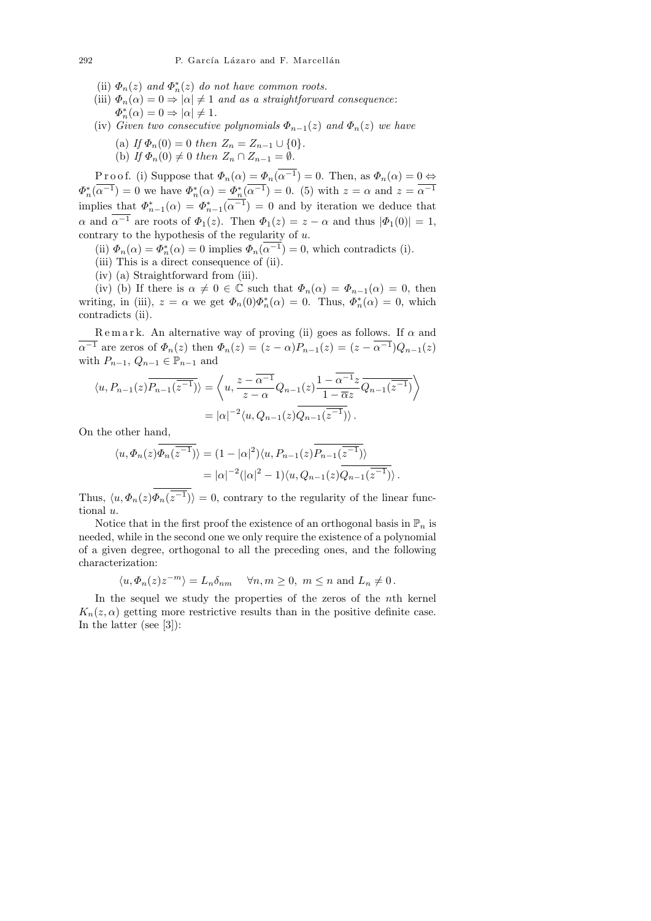(ii) $\Phi_n(z)$ *and* $\Phi_n^*(z)$ *do not have common roots.*

(iii) $\Phi_n(\alpha) = 0 \Rightarrow |\alpha| \neq 1$ *and as a straightforward consequence*: $\Phi_n^*(\alpha) = 0 \Rightarrow |\alpha| \neq 1$.

(iv) *Given two consecutive polynomials* $\Phi_{n-1}(z)$ *and* $\Phi_n(z)$ *we have*

(a) *If* $\Phi_n(0) = 0$ *then* $Z_n = Z_{n-1} \cup \{0\}$.

(b) *If* $\Phi_n(0) \neq 0$ *then* $Z_n \cap Z_{n-1} = \emptyset$.

Proof. (i) Suppose that $\Phi_n(\alpha) = \Phi_n(\overline{\alpha^{-1}}) = 0$. Then, as $\Phi_n(\alpha) = 0 \Leftrightarrow \Phi_n^*(\overline{\alpha^{-1}}) = 0$ we have $\Phi_n^*(\alpha) = \Phi_n^*(\overline{\alpha^{-1}}) = 0$. (5) with $z = \alpha$ and $z = \overline{\alpha^{-1}}$ implies that $\Phi_{n-1}^*(\alpha) = \Phi_{n-1}^*(\overline{\alpha^{-1}}) = 0$ and by iteration we deduce that $\alpha$ and $\overline{\alpha^{-1}}$ are roots of $\Phi_1(z)$. Then $\Phi_1(z) = z - \alpha$ and thus $|\Phi_1(0)| = 1$, contrary to the hypothesis of the regularity of $u$.

(ii) $\Phi_n(\alpha) = \Phi_n^*(\alpha) = 0$ implies $\Phi_n(\overline{\alpha^{-1}}) = 0$, which contradicts (i).

(iii) This is a direct consequence of (ii).

(iv) (a) Straightforward from (iii).

(iv) (b) If there is $\alpha \neq 0 \in \mathbb{C}$ such that $\Phi_n(\alpha) = \Phi_{n-1}(\alpha) = 0$, then writing, in (iii), $z = \alpha$ we get $\Phi_n(0)\Phi_n^*(\alpha) = 0$. Thus, $\Phi_n^*(\alpha) = 0$, which contradicts (ii).

Remark. An alternative way of proving (ii) goes as follows. If $\alpha$ and $\overline{\alpha^{-1}}$ are zeros of $\Phi_n(z)$ then $\Phi_n(z) = (z-\alpha)P_{n-1}(z) = (z - \overline{\alpha^{-1}})Q_{n-1}(z)$ with $P_{n-1}, Q_{n-1} \in \mathbb{P}_{n-1}$ and

$$\langle u, P_{n-1}(z)\overline{P_{n-1}(\overline{z^{-1}})}\rangle = \left\langle u, \frac{z - \overline{\alpha^{-1}}}{z-\alpha} Q_{n-1}(z) \frac{1 - \overline{\alpha^{-1}}z}{1 - \overline{\alpha}z} \overline{Q_{n-1}(\overline{z^{-1}})}\right\rangle$$
$$= |\alpha|^{-2}\langle u, Q_{n-1}(z)\overline{Q_{n-1}(\overline{z^{-1}})}\rangle .$$

On the other hand,

$$\langle u, \Phi_n(z)\overline{\Phi_n(\overline{z^{-1}})}\rangle = (1 - |\alpha|^2)\langle u, P_{n-1}(z)\overline{P_{n-1}(\overline{z^{-1}})}\rangle$$
$$= |\alpha|^{-2}(|\alpha|^2 - 1)\langle u, Q_{n-1}(z)\overline{Q_{n-1}(\overline{z^{-1}})}\rangle .$$

Thus, $\langle u, \Phi_n(z)\overline{\Phi_n(\overline{z^{-1}})}\rangle = 0$, contrary to the regularity of the linear functional $u$.

Notice that in the first proof the existence of an orthogonal basis in $\mathbb{P}_n$ is needed, while in the second one we only require the existence of a polynomial of a given degree, orthogonal to all the preceding ones, and the following characterization:

$$\langle u, \Phi_n(z)z^{-m}\rangle = L_n\delta_{nm} \quad \forall n, m \geq 0,\ m \leq n \text{ and } L_n \neq 0 .$$

In the sequel we study the properties of the zeros of the $n$th kernel $K_n(z, \alpha)$ getting more restrictive results than in the positive definite case. In the latter (see [3]):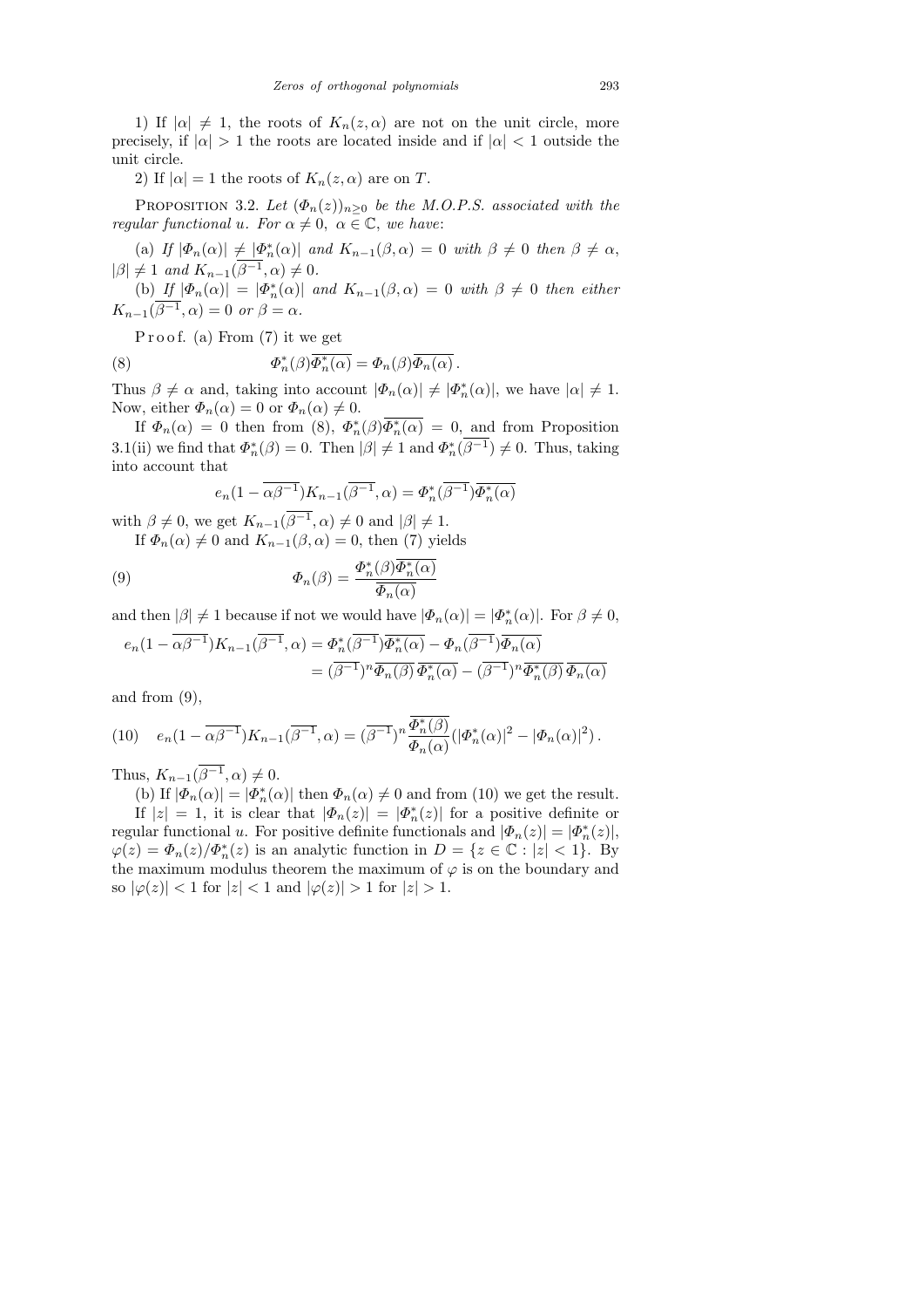1) If $|\alpha| \neq 1$, the roots of $K_n(z, \alpha)$ are not on the unit circle, more precisely, if $|\alpha| > 1$ the roots are located inside and if $|\alpha| < 1$ outside the unit circle.

2) If $|\alpha| = 1$ the roots of $K_n(z, \alpha)$ are on $T$.

Proposition 3.2. *Let $(\Phi_n(z))_{n\geq 0}$ be the M.O.P.S. associated with the regular functional $u$. For $\alpha \neq 0$, $\alpha \in \mathbb{C}$, we have*:

(a) *If $|\Phi_n(\alpha)| \neq |\Phi_n^*(\alpha)|$ and $K_{n-1}(\beta, \alpha) = 0$ with $\beta \neq 0$ then $\beta \neq \alpha$, $|\beta| \neq 1$ and $K_{n-1}(\overline{\beta^{-1}}, \alpha) \neq 0$.*

(b) *If $|\Phi_n(\alpha)| = |\Phi_n^*(\alpha)|$ and $K_{n-1}(\beta, \alpha) = 0$ with $\beta \neq 0$ then either $K_{n-1}(\overline{\beta^{-1}}, \alpha) = 0$ or $\beta = \alpha$.*

Proof. (a) From (7) we get

$$\Phi_n^*(\beta)\overline{\Phi_n^*(\alpha)} = \Phi_n(\beta)\overline{\Phi_n(\alpha)}\,. \tag{8}$$

Thus $\beta \neq \alpha$ and, taking into account $|\Phi_n(\alpha)| \neq |\Phi_n^*(\alpha)|$, we have $|\alpha| \neq 1$. Now, either $\Phi_n(\alpha) = 0$ or $\Phi_n(\alpha) \neq 0$.

If $\Phi_n(\alpha) = 0$ then from (8), $\Phi_n^*(\beta)\overline{\Phi_n^*(\alpha)} = 0$, and from Proposition 3.1(ii) we find that $\Phi_n^*(\beta) = 0$. Then $|\beta| \neq 1$ and $\Phi_n^*(\overline{\beta^{-1}}) \neq 0$. Thus, taking into account that

$$e_n(1 - \overline{\alpha\beta^{-1}})K_{n-1}(\overline{\beta^{-1}}, \alpha) = \Phi_n^*(\overline{\beta^{-1}})\overline{\Phi_n^*(\alpha)}$$

with $\beta \neq 0$, we get $K_{n-1}(\overline{\beta^{-1}}, \alpha) \neq 0$ and $|\beta| \neq 1$.

If $\Phi_n(\alpha) \neq 0$ and $K_{n-1}(\beta, \alpha) = 0$, then (7) yields

$$\Phi_n(\beta) = \frac{\Phi_n^*(\beta)\overline{\Phi_n^*(\alpha)}}{\overline{\Phi_n(\alpha)}} \tag{9}$$

and then $|\beta| \neq 1$ because if not we would have $|\Phi_n(\alpha)| = |\Phi_n^*(\alpha)|$. For $\beta \neq 0$,

$$\begin{aligned} e_n(1 - \overline{\alpha\beta^{-1}})K_{n-1}(\overline{\beta^{-1}}, \alpha) &= \Phi_n^*(\overline{\beta^{-1}})\overline{\Phi_n^*(\alpha)} - \Phi_n(\overline{\beta^{-1}})\overline{\Phi_n(\alpha)} \\ &= (\overline{\beta^{-1}})^n\overline{\Phi_n(\beta)}\,\overline{\Phi_n^*(\alpha)} - (\overline{\beta^{-1}})^n\overline{\Phi_n^*(\beta)}\,\overline{\Phi_n(\alpha)} \end{aligned}$$

and from (9),

$$e_n(1 - \overline{\alpha\beta^{-1}})K_{n-1}(\overline{\beta^{-1}}, \alpha) = (\overline{\beta^{-1}})^n\frac{\overline{\Phi_n^*(\beta)}}{\Phi_n(\alpha)}(|\Phi_n^*(\alpha)|^2 - |\Phi_n(\alpha)|^2)\,. \tag{10}$$

Thus, $K_{n-1}(\overline{\beta^{-1}}, \alpha) \neq 0$.

(b) If $|\Phi_n(\alpha)| = |\Phi_n^*(\alpha)|$ then $\Phi_n(\alpha) \neq 0$ and from (10) we get the result.

If $|z| = 1$, it is clear that $|\Phi_n(z)| = |\Phi_n^*(z)|$ for a positive definite or regular functional $u$. For positive definite functionals and $|\Phi_n(z)| = |\Phi_n^*(z)|$, $\varphi(z) = \Phi_n(z)/\Phi_n^*(z)$ is an analytic function in $D = \{z \in \mathbb{C} : |z| < 1\}$. By the maximum modulus theorem the maximum of $\varphi$ is on the boundary and so $|\varphi(z)| < 1$ for $|z| < 1$ and $|\varphi(z)| > 1$ for $|z| > 1$.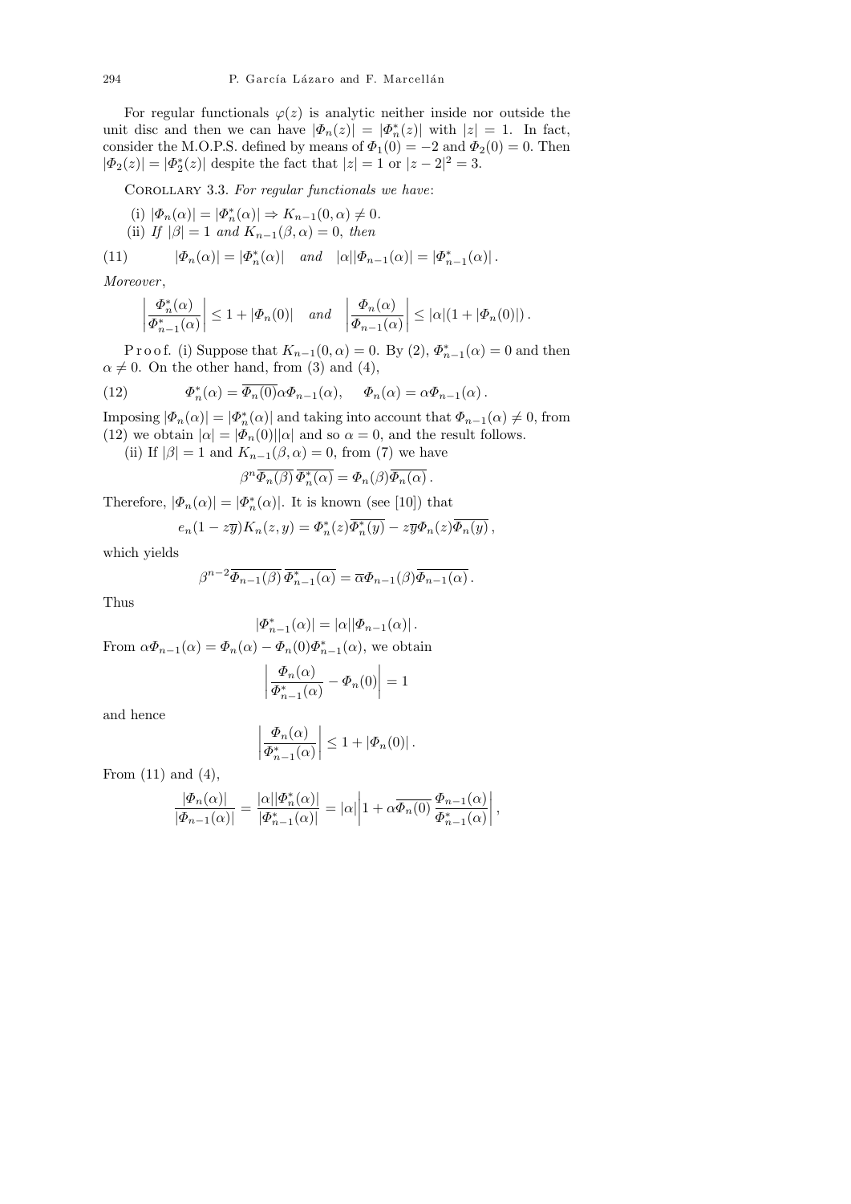For regular functionals $\varphi(z)$ is analytic neither inside nor outside the unit disc and then we can have $|\Phi_n(z)| = |\Phi_n^*(z)|$ with $|z| = 1$. In fact, consider the M.O.P.S. defined by means of $\Phi_1(0) = -2$ and $\Phi_2(0) = 0$. Then $|\Phi_2(z)| = |\Phi_2^*(z)|$ despite the fact that $|z| = 1$ or $|z-2|^2 = 3$.

Corollary 3.3. *For regular functionals we have*:

(i) $|\Phi_n(\alpha)| = |\Phi_n^*(\alpha)| \Rightarrow K_{n-1}(0,\alpha) \neq 0$.

(ii) *If* $|\beta| = 1$ *and* $K_{n-1}(\beta,\alpha) = 0$, *then*

$$|\Phi_n(\alpha)| = |\Phi_n^*(\alpha)| \quad \text{and} \quad |\alpha||\Phi_{n-1}(\alpha)| = |\Phi_{n-1}^*(\alpha)|\,. \tag{11}$$

*Moreover*,

$$\left|\frac{\Phi_n^*(\alpha)}{\Phi_{n-1}^*(\alpha)}\right| \le 1 + |\Phi_n(0)| \quad \text{and} \quad \left|\frac{\Phi_n(\alpha)}{\Phi_{n-1}(\alpha)}\right| \le |\alpha|(1 + |\Phi_n(0)|)\,.$$

Proof. (i) Suppose that $K_{n-1}(0,\alpha) = 0$. By (2), $\Phi_{n-1}^*(\alpha) = 0$ and then $\alpha \neq 0$. On the other hand, from (3) and (4),

$$\Phi_n^*(\alpha) = \overline{\Phi_n(0)}\alpha\Phi_{n-1}(\alpha), \qquad \Phi_n(\alpha) = \alpha\Phi_{n-1}(\alpha)\,. \tag{12}$$

Imposing $|\Phi_n(\alpha)| = |\Phi_n^*(\alpha)|$ and taking into account that $\Phi_{n-1}(\alpha) \neq 0$, from (12) we obtain $|\alpha| = |\Phi_n(0)||\alpha|$ and so $\alpha = 0$, and the result follows.

(ii) If $|\beta| = 1$ and $K_{n-1}(\beta,\alpha) = 0$, from (7) we have

$$\beta^n\overline{\Phi_n(\beta)}\,\overline{\Phi_n^*(\alpha)} = \Phi_n(\beta)\overline{\Phi_n(\alpha)}\,.$$

Therefore, $|\Phi_n(\alpha)| = |\Phi_n^*(\alpha)|$. It is known (see [10]) that

$$e_n(1 - z\overline{y})K_n(z,y) = \Phi_n^*(z)\overline{\Phi_n^*(y)} - z\overline{y}\Phi_n(z)\overline{\Phi_n(y)}\,,$$

which yields

$$\beta^{n-2}\overline{\Phi_{n-1}(\beta)}\,\overline{\Phi_{n-1}^*(\alpha)} = \overline{\alpha}\Phi_{n-1}(\beta)\overline{\Phi_{n-1}(\alpha)}\,.$$

Thus

$$|\Phi_{n-1}^*(\alpha)| = |\alpha||\Phi_{n-1}(\alpha)|\,.$$

From $\alpha\Phi_{n-1}(\alpha) = \Phi_n(\alpha) - \Phi_n(0)\Phi_{n-1}^*(\alpha)$, we obtain

$$\left|\frac{\Phi_n(\alpha)}{\Phi_{n-1}^*(\alpha)} - \Phi_n(0)\right| = 1$$

and hence

$$\left|\frac{\Phi_n(\alpha)}{\Phi_{n-1}^*(\alpha)}\right| \le 1 + |\Phi_n(0)|\,.$$

From (11) and (4),

$$\frac{|\Phi_n(\alpha)|}{|\Phi_{n-1}(\alpha)|} = \frac{|\alpha||\Phi_n^*(\alpha)|}{|\Phi_{n-1}^*(\alpha)|} = |\alpha|\left|1 + \alpha\overline{\Phi_n(0)}\,\frac{\Phi_{n-1}(\alpha)}{\Phi_{n-1}^*(\alpha)}\right|,$$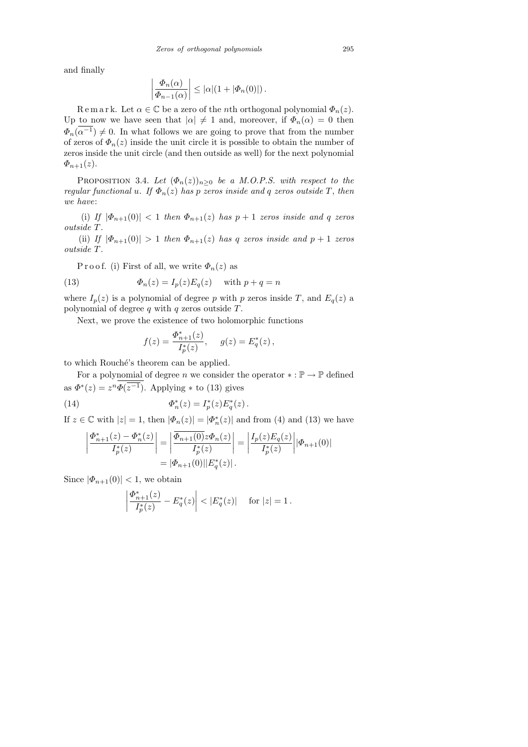and finally

$$\left| \frac{\Phi_n(\alpha)}{\Phi_{n-1}(\alpha)} \right| \le |\alpha|(1 + |\Phi_n(0)|)\,.$$

R e m a r k. Let $\alpha \in \mathbb{C}$ be a zero of the $n$th orthogonal polynomial $\Phi_n(z)$. Up to now we have seen that $|\alpha| \neq 1$ and, moreover, if $\Phi_n(\alpha) = 0$ then $\Phi_n(\overline{\alpha^{-1}}) \neq 0$. In what follows we are going to prove that from the number of zeros of $\Phi_n(z)$ inside the unit circle it is possible to obtain the number of zeros inside the unit circle (and then outside as well) for the next polynomial $\Phi_{n+1}(z)$.

PROPOSITION 3.4. *Let $(\Phi_n(z))_{n\ge 0}$ be a M.O.P.S. with respect to the regular functional $u$. If $\Phi_n(z)$ has $p$ zeros inside and $q$ zeros outside $T$, then we have*:

(i) *If $|\Phi_{n+1}(0)| < 1$ then $\Phi_{n+1}(z)$ has $p+1$ zeros inside and $q$ zeros outside $T$.*

(ii) *If $|\Phi_{n+1}(0)| > 1$ then $\Phi_{n+1}(z)$ has $q$ zeros inside and $p+1$ zeros outside $T$.*

P r o o f. (i) First of all, we write $\Phi_n(z)$ as

$$\Phi_n(z) = I_p(z)E_q(z) \quad \text{with } p + q = n \tag{13}$$

where $I_p(z)$ is a polynomial of degree $p$ with $p$ zeros inside $T$, and $E_q(z)$ a polynomial of degree $q$ with $q$ zeros outside $T$.

Next, we prove the existence of two holomorphic functions

$$f(z) = \frac{\Phi^*_{n+1}(z)}{I^*_p(z)}, \quad g(z) = E^*_q(z)\,,$$

to which Rouché's theorem can be applied.

For a polynomial of degree $n$ we consider the operator $* : \mathbb{P} \to \mathbb{P}$ defined as $\Phi^*(z) = z^n\overline{\Phi(\overline{z^{-1}})}$. Applying $*$ to (13) gives

$$\Phi^*_n(z) = I^*_p(z)E^*_q(z)\,. \tag{14}$$

If $z \in \mathbb{C}$ with $|z| = 1$, then $|\Phi_n(z)| = |\Phi^*_n(z)|$ and from (4) and (13) we have

$$\left| \frac{\Phi^*_{n+1}(z) - \Phi^*_n(z)}{I^*_p(z)} \right| = \left| \frac{\overline{\Phi_{n+1}(0)}z\Phi_n(z)}{I^*_p(z)} \right| = \left| \frac{I_p(z)E_q(z)}{I^*_p(z)} \right| |\Phi_{n+1}(0)|$$
$$= |\Phi_{n+1}(0)||E^*_q(z)|\,.$$

Since $|\Phi_{n+1}(0)| < 1$, we obtain

$$\left| \frac{\Phi^*_{n+1}(z)}{I^*_p(z)} - E^*_q(z) \right| < |E^*_q(z)| \quad \text{for } |z| = 1\,.$$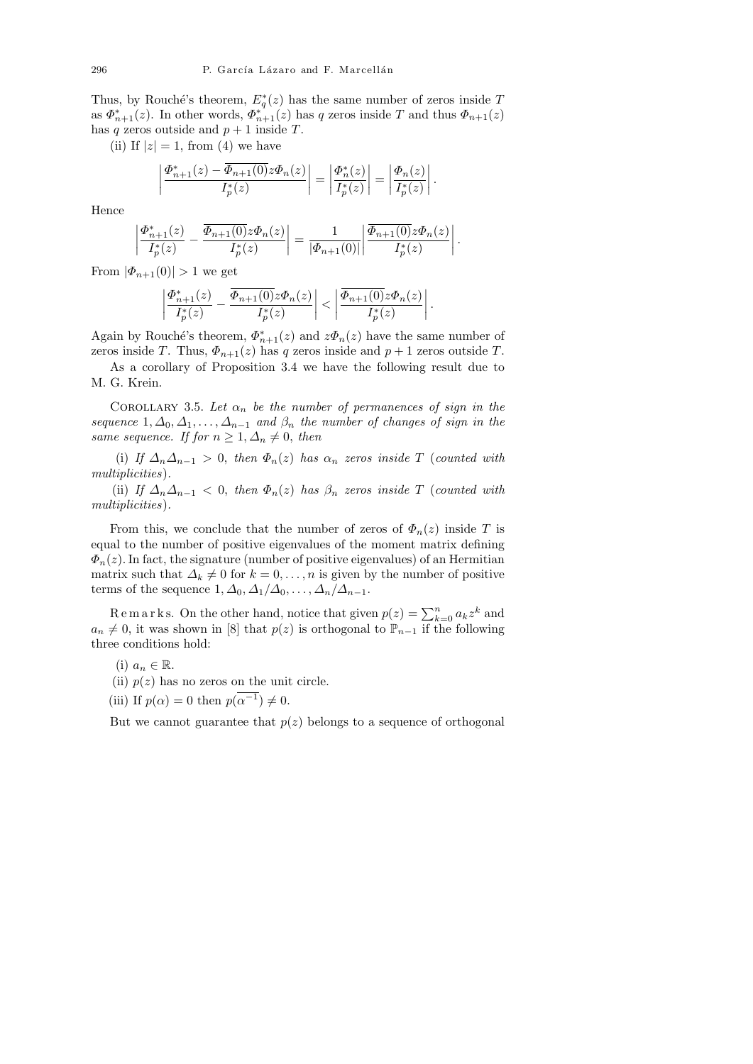Thus, by Rouché's theorem, $E_q^*(z)$ has the same number of zeros inside $T$ as $\Phi_{n+1}^*(z)$. In other words, $\Phi_{n+1}^*(z)$ has $q$ zeros inside $T$ and thus $\Phi_{n+1}(z)$ has $q$ zeros outside and $p+1$ inside $T$.

(ii) If $|z| = 1$, from (4) we have

$$\left|\frac{\Phi_{n+1}^*(z) - \overline{\Phi_{n+1}(0)}z\Phi_n(z)}{I_p^*(z)}\right| = \left|\frac{\Phi_n^*(z)}{I_p^*(z)}\right| = \left|\frac{\Phi_n(z)}{I_p^*(z)}\right|.$$

Hence

$$\left|\frac{\Phi_{n+1}^*(z)}{I_p^*(z)} - \frac{\overline{\Phi_{n+1}(0)}z\Phi_n(z)}{I_p^*(z)}\right| = \frac{1}{|\Phi_{n+1}(0)|}\left|\frac{\overline{\Phi_{n+1}(0)}z\Phi_n(z)}{I_p^*(z)}\right|.$$

From $|\Phi_{n+1}(0)| > 1$ we get

$$\left|\frac{\Phi_{n+1}^*(z)}{I_p^*(z)} - \frac{\overline{\Phi_{n+1}(0)}z\Phi_n(z)}{I_p^*(z)}\right| < \left|\frac{\overline{\Phi_{n+1}(0)}z\Phi_n(z)}{I_p^*(z)}\right|.$$

Again by Rouché's theorem, $\Phi_{n+1}^*(z)$ and $z\Phi_n(z)$ have the same number of zeros inside $T$. Thus, $\Phi_{n+1}(z)$ has $q$ zeros inside and $p+1$ zeros outside $T$.

As a corollary of Proposition 3.4 we have the following result due to M. G. Krein.

Corollary 3.5. *Let $\alpha_n$ be the number of permanences of sign in the sequence $1, \Delta_0, \Delta_1, \ldots, \Delta_{n-1}$ and $\beta_n$ the number of changes of sign in the same sequence. If for $n \geq 1$, $\Delta_n \neq 0$, then*

*(i) If $\Delta_n \Delta_{n-1} > 0$, then $\Phi_n(z)$ has $\alpha_n$ zeros inside $T$ (counted with multiplicities).*

*(ii) If $\Delta_n \Delta_{n-1} < 0$, then $\Phi_n(z)$ has $\beta_n$ zeros inside $T$ (counted with multiplicities).*

From this, we conclude that the number of zeros of $\Phi_n(z)$ inside $T$ is equal to the number of positive eigenvalues of the moment matrix defining $\Phi_n(z)$. In fact, the signature (number of positive eigenvalues) of an Hermitian matrix such that $\Delta_k \neq 0$ for $k = 0, \ldots, n$ is given by the number of positive terms of the sequence $1, \Delta_0, \Delta_1/\Delta_0, \ldots, \Delta_n/\Delta_{n-1}$.

Remarks. On the other hand, notice that given $p(z) = \sum_{k=0}^{n} a_k z^k$ and $a_n \neq 0$, it was shown in [8] that $p(z)$ is orthogonal to $\mathbb{P}_{n-1}$ if the following three conditions hold:

(i) $a_n \in \mathbb{R}$.

(ii) $p(z)$ has no zeros on the unit circle.

(iii) If $p(\alpha) = 0$ then $p(\overline{\alpha^{-1}}) \neq 0$.

But we cannot guarantee that $p(z)$ belongs to a sequence of orthogonal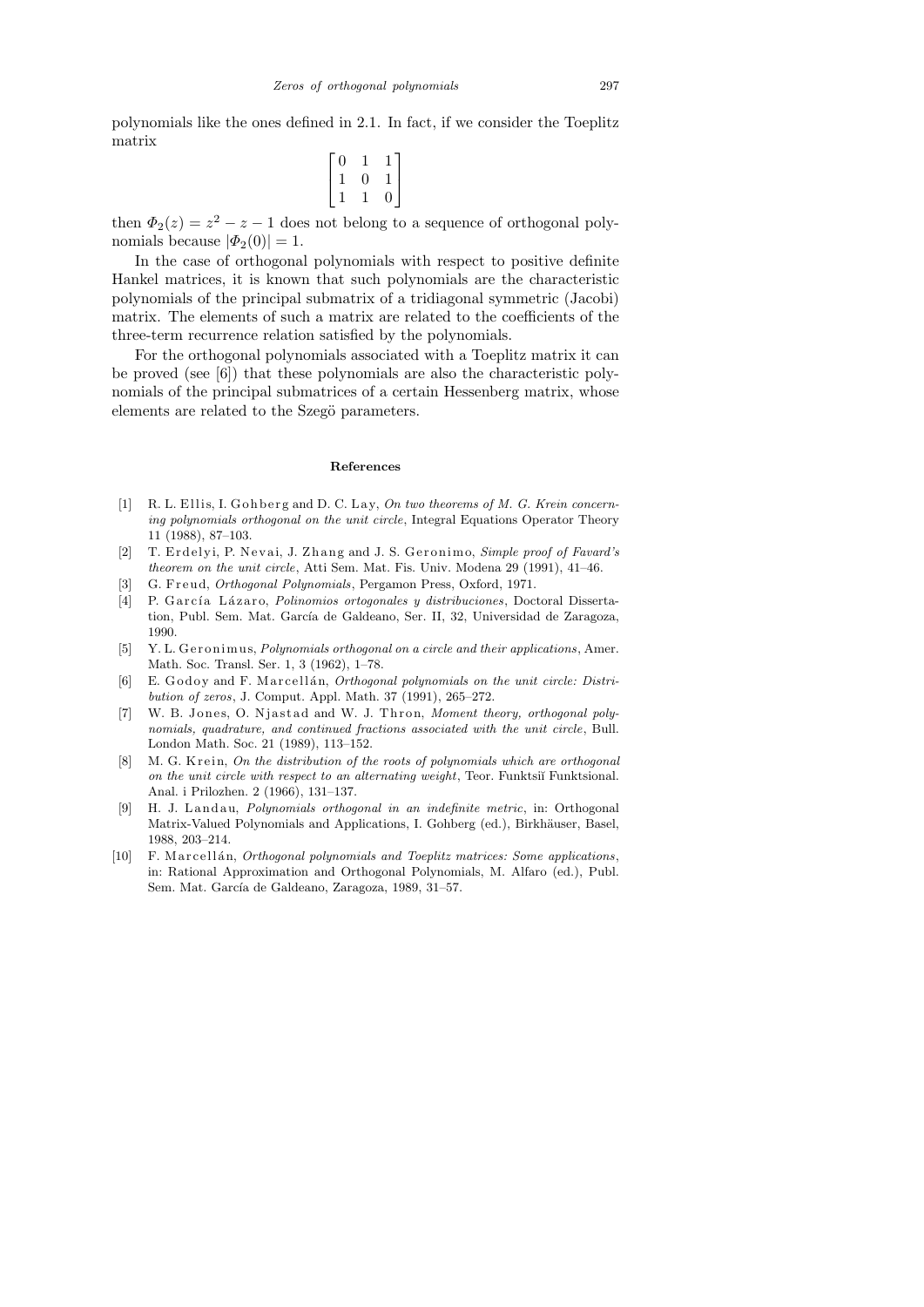polynomials like the ones defined in 2.1. In fact, if we consider the Toeplitz matrix

$$\begin{bmatrix} 0 & 1 & 1 \\ 1 & 0 & 1 \\ 1 & 1 & 0 \end{bmatrix}$$

then $\Phi_2(z) = z^2 - z - 1$ does not belong to a sequence of orthogonal polynomials because $|\Phi_2(0)| = 1$.

In the case of orthogonal polynomials with respect to positive definite Hankel matrices, it is known that such polynomials are the characteristic polynomials of the principal submatrix of a tridiagonal symmetric (Jacobi) matrix. The elements of such a matrix are related to the coefficients of the three-term recurrence relation satisfied by the polynomials.

For the orthogonal polynomials associated with a Toeplitz matrix it can be proved (see [6]) that these polynomials are also the characteristic polynomials of the principal submatrices of a certain Hessenberg matrix, whose elements are related to the Szegö parameters.

## References

[1] R. L. Ellis, I. Gohberg and D. C. Lay, *On two theorems of M. G. Krein concerning polynomials orthogonal on the unit circle*, Integral Equations Operator Theory 11 (1988), 87–103.

[2] T. Erdelyi, P. Nevai, J. Zhang and J. S. Geronimo, *Simple proof of Favard's theorem on the unit circle*, Atti Sem. Mat. Fis. Univ. Modena 29 (1991), 41–46.

[3] G. Freud, *Orthogonal Polynomials*, Pergamon Press, Oxford, 1971.

[4] P. García Lázaro, *Polinomios ortogonales y distribuciones*, Doctoral Dissertation, Publ. Sem. Mat. García de Galdeano, Ser. II, 32, Universidad de Zaragoza, 1990.

[5] Y. L. Geronimus, *Polynomials orthogonal on a circle and their applications*, Amer. Math. Soc. Transl. Ser. 1, 3 (1962), 1–78.

[6] E. Godoy and F. Marcellán, *Orthogonal polynomials on the unit circle: Distribution of zeros*, J. Comput. Appl. Math. 37 (1991), 265–272.

[7] W. B. Jones, O. Njastad and W. J. Thron, *Moment theory, orthogonal polynomials, quadrature, and continued fractions associated with the unit circle*, Bull. London Math. Soc. 21 (1989), 113–152.

[8] M. G. Krein, *On the distribution of the roots of polynomials which are orthogonal on the unit circle with respect to an alternating weight*, Teor. Funktsiĭ Funktsional. Anal. i Prilozhen. 2 (1966), 131–137.

[9] H. J. Landau, *Polynomials orthogonal in an indefinite metric*, in: Orthogonal Matrix-Valued Polynomials and Applications, I. Gohberg (ed.), Birkhäuser, Basel, 1988, 203–214.

[10] F. Marcellán, *Orthogonal polynomials and Toeplitz matrices: Some applications*, in: Rational Approximation and Orthogonal Polynomials, M. Alfaro (ed.), Publ. Sem. Mat. García de Galdeano, Zaragoza, 1989, 31–57.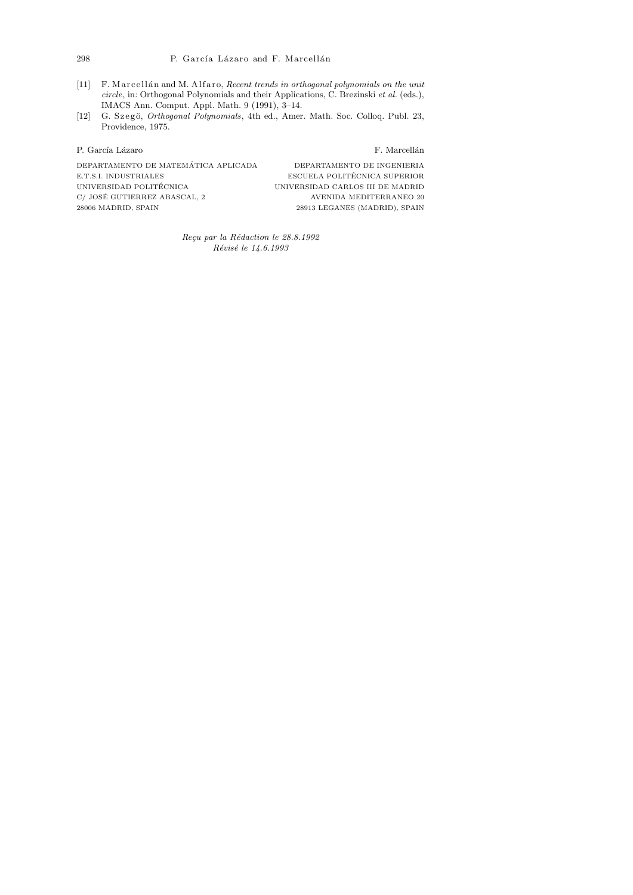[11] F. Marcellán and M. Alfaro, *Recent trends in orthogonal polynomials on the unit circle*, in: Orthogonal Polynomials and their Applications, C. Brezinski *et al.* (eds.), IMACS Ann. Comput. Appl. Math. 9 (1991), 3–14.

[12] G. Szegö, *Orthogonal Polynomials*, 4th ed., Amer. Math. Soc. Colloq. Publ. 23, Providence, 1975.

P. García Lázaro

DEPARTAMENTO DE MATEMÁTICA APLICADA
E.T.S.I. INDUSTRIALES
UNIVERSIDAD POLITÉCNICA
C/ JOSÉ GUTIERREZ ABASCAL, 2
28006 MADRID, SPAIN

F. Marcellán

DEPARTAMENTO DE INGENIERIA
ESCUELA POLITÉCNICA SUPERIOR
UNIVERSIDAD CARLOS III DE MADRID
AVENIDA MEDITERRANEO 20
28913 LEGANES (MADRID), SPAIN

*Reçu par la Rédaction le 28.8.1992*
*Révisé le 14.6.1993*